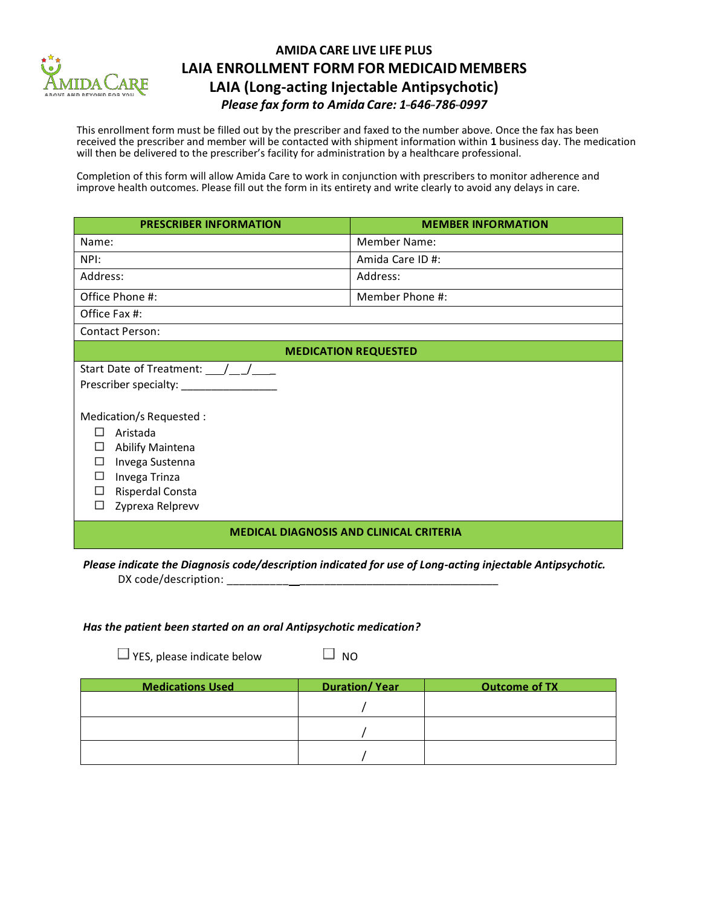# AMIDA CARE LIVE LIFE PLUS

## LAIA ENROLLMENT FORM FOR MEDICAID MEMBERS

## LAIA (Long-acting Injectable Antipsychotic)

***Please fax form to Amida Care: 1-646-786-0997***

This enrollment form must be filled out by the prescriber and faxed to the number above. Once the fax has been received the prescriber and member will be contacted with shipment information within **1** business day. The medication will then be delivered to the prescriber's facility for administration by a healthcare professional.

Completion of this form will allow Amida Care to work in conjunction with prescribers to monitor adherence and improve health outcomes. Please fill out the form in its entirety and write clearly to avoid any delays in care.

| PRESCRIBER INFORMATION | MEMBER INFORMATION |
|---|---|
| Name: | Member Name: |
| NPI: | Amida Care ID #: |
| Address: | Address: |
| Office Phone #: | Member Phone #: |
| Office Fax #: | |
| Contact Person: | |

**MEDICATION REQUESTED**

Start Date of Treatment: ___/__/___

Prescriber specialty: ________________

Medication/s Requested :

- ☐ Aristada
- ☐ Abilify Maintena
- ☐ Invega Sustenna
- ☐ Invega Trinza
- ☐ Risperdal Consta
- ☐ Zyprexa Relprevv

**MEDICAL DIAGNOSIS AND CLINICAL CRITERIA**

***Please indicate the Diagnosis code/description indicated for use of Long-acting injectable Antipsychotic.***

DX code/description: _____________________________________________

***Has the patient been started on an oral Antipsychotic medication?***

☐ YES, please indicate below ☐ NO

| Medications Used | Duration/ Year | Outcome of TX |
|---|---|---|
| | / | |
| | / | |
| | / | |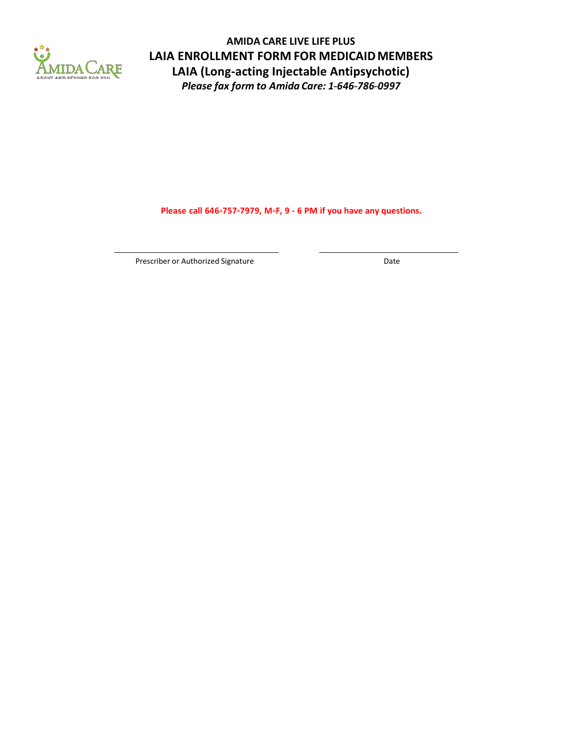**AMIDA CARE LIVE LIFE PLUS**

# LAIA ENROLLMENT FORM FOR MEDICAID MEMBERS

## LAIA (Long-acting Injectable Antipsychotic)

***Please fax form to Amida Care: 1-646-786-0997***

**Please call 646-757-7979, M-F, 9 - 6 PM if you have any questions.**

Prescriber or Authorized Signature ______________________ Date ______________________